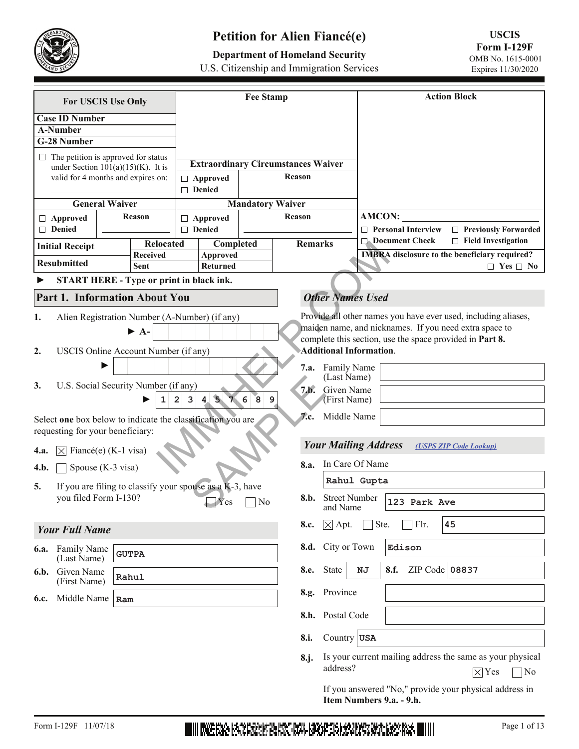# Petition for Alien Fiancé(e)

**Department of Homeland Security**
U.S. Citizenship and Immigration Services

**USCIS Form I-129F**
OMB No. 1615-0001
Expires 11/30/2020

| For USCIS Use Only | Fee Stamp | Action Block |
|---|---|---|
| **Case ID Number** | | |
| **A-Number** | | |
| **G-28 Number** | | |
| ☐ The petition is approved for status under Section 101(a)(15)(K). It is valid for 4 months and expires on: ______ | **Extraordinary Circumstances Waiver**<br>☐ Approved ☐ Denied — Reason: ______ | |
| **General Waiver**<br>☐ Approved ☐ Denied — Reason: ______ | **Mandatory Waiver**<br>☐ Approved ☐ Denied — Reason: ______ | **AMCON:** ______<br>☐ Personal Interview ☐ Previously Forwarded<br>☐ Document Check ☐ Field Investigation |
| **Initial Receipt** / **Resubmitted** | **Relocated** (Received / Sent) — **Completed** (Approved / Returned) — **Remarks** | **IMBRA disclosure to the beneficiary required?** ☐ Yes ☐ No |

► **START HERE - Type or print in black ink.**

## Part 1. Information About You

**1.** Alien Registration Number (A-Number) (if any)
► A-

**2.** USCIS Online Account Number (if any)
►

**3.** U.S. Social Security Number (if any)
► 1 2 3 4 5 7 6 8 9

Select **one** box below to indicate the classification you are requesting for your beneficiary:

**4.a.** ☒ Fiancé(e) (K-1 visa)

**4.b.** ☐ Spouse (K-3 visa)

**5.** If you are filing to classify your spouse as a K-3, have you filed Form I-130? ☐ Yes ☐ No

### *Your Full Name*

**6.a.** Family Name (Last Name): GUTPA

**6.b.** Given Name (First Name): Rahul

**6.c.** Middle Name: Ram

### *Other Names Used*

Provide all other names you have ever used, including aliases, maiden name, and nicknames. If you need extra space to complete this section, use the space provided in **Part 8. Additional Information**.

**7.a.** Family Name (Last Name):

**7.b.** Given Name (First Name):

**7.c.** Middle Name:

### *Your Mailing Address* (USPS ZIP Code Lookup)

**8.a.** In Care Of Name: Rahul Gupta

**8.b.** Street Number and Name: 123 Park Ave

**8.c.** ☒ Apt. ☐ Ste. ☐ Flr. 45

**8.d.** City or Town: Edison

**8.e.** State: NJ **8.f.** ZIP Code: 08837

**8.g.** Province:

**8.h.** Postal Code:

**8.i.** Country: USA

**8.j.** Is your current mailing address the same as your physical address? ☒ Yes ☐ No

If you answered "No," provide your physical address in **Item Numbers 9.a. - 9.h.**

Form I-129F 11/07/18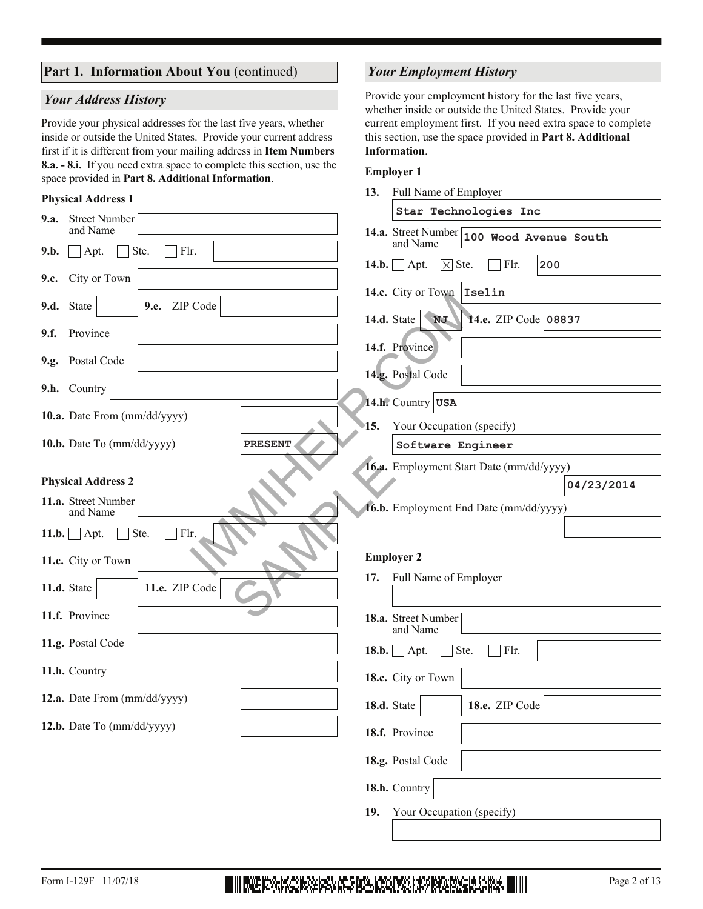## Part 1. Information About You (continued)

### *Your Address History*

Provide your physical addresses for the last five years, whether inside or outside the United States. Provide your current address first if it is different from your mailing address in **Item Numbers 8.a. - 8.i.** If you need extra space to complete this section, use the space provided in **Part 8. Additional Information**.

**Physical Address 1**

**9.a.** Street Number and Name

**9.b.** ☐ Apt. ☐ Ste. ☐ Flr.

**9.c.** City or Town

**9.d.** State **9.e.** ZIP Code

**9.f.** Province

**9.g.** Postal Code

**9.h.** Country

**10.a.** Date From (mm/dd/yyyy)

**10.b.** Date To (mm/dd/yyyy) PRESENT

**Physical Address 2**

**11.a.** Street Number and Name

**11.b.** ☐ Apt. ☐ Ste. ☐ Flr.

**11.c.** City or Town

**11.d.** State **11.e.** ZIP Code

**11.f.** Province

**11.g.** Postal Code

**11.h.** Country

**12.a.** Date From (mm/dd/yyyy)

**12.b.** Date To (mm/dd/yyyy)

### *Your Employment History*

Provide your employment history for the last five years, whether inside or outside the United States. Provide your current employment first. If you need extra space to complete this section, use the space provided in **Part 8. Additional Information**.

**Employer 1**

**13.** Full Name of Employer

Star Technologies Inc

**14.a.** Street Number and Name 100 Wood Avenue South

**14.b.** ☐ Apt. ☒ Ste. ☐ Flr. 200

**14.c.** City or Town Iselin

**14.d.** State NJ **14.e.** ZIP Code 08837

**14.f.** Province

**14.g.** Postal Code

**14.h.** Country USA

**15.** Your Occupation (specify)

Software Engineer

**16.a.** Employment Start Date (mm/dd/yyyy) 04/23/2014

**16.b.** Employment End Date (mm/dd/yyyy)

**Employer 2**

**17.** Full Name of Employer

**18.a.** Street Number and Name

**18.b.** ☐ Apt. ☐ Ste. ☐ Flr.

**18.c.** City or Town

**18.d.** State **18.e.** ZIP Code

**18.f.** Province

**18.g.** Postal Code

**18.h.** Country

**19.** Your Occupation (specify)

Form I-129F 11/07/18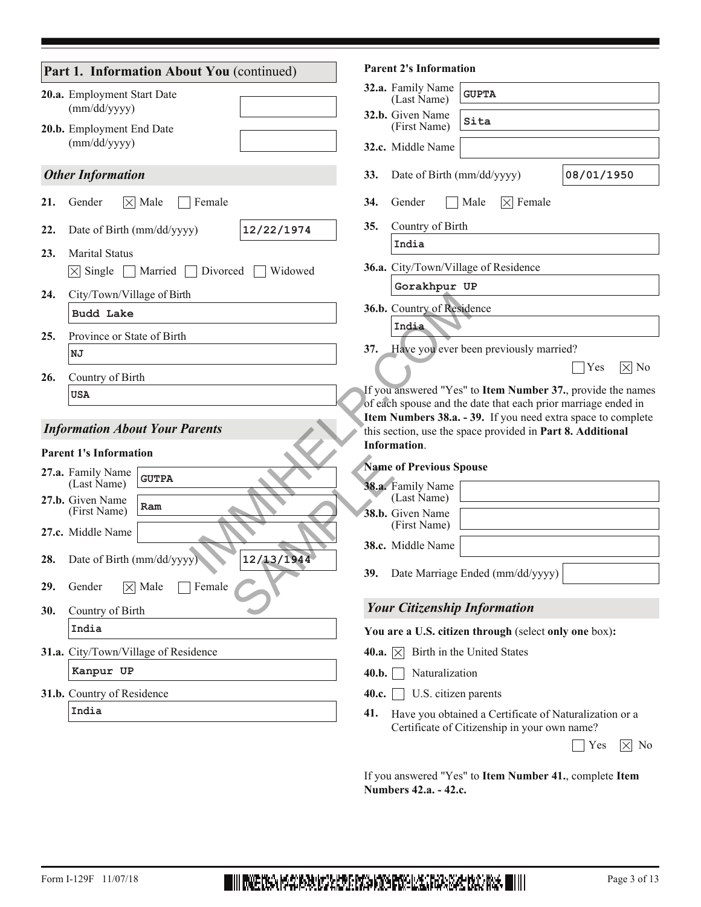## Part 1. Information About You (continued)

**20.a.** Employment Start Date (mm/dd/yyyy): 

**20.b.** Employment End Date (mm/dd/yyyy): 

### *Other Information*

**21.** Gender ☒ Male ☐ Female

**22.** Date of Birth (mm/dd/yyyy): **12/22/1974**

**23.** Marital Status
☒ Single ☐ Married ☐ Divorced ☐ Widowed

**24.** City/Town/Village of Birth: **Budd Lake**

**25.** Province or State of Birth: **NJ**

**26.** Country of Birth: **USA**

### *Information About Your Parents*

**Parent 1's Information**

**27.a.** Family Name (Last Name): **GUTPA**

**27.b.** Given Name (First Name): **Ram**

**27.c.** Middle Name: 

**28.** Date of Birth (mm/dd/yyyy): **12/13/1944**

**29.** Gender ☒ Male ☐ Female

**30.** Country of Birth: **India**

**31.a.** City/Town/Village of Residence: **Kanpur UP**

**31.b.** Country of Residence: **India**

**Parent 2's Information**

**32.a.** Family Name (Last Name): **GUPTA**

**32.b.** Given Name (First Name): **Sita**

**32.c.** Middle Name: 

**33.** Date of Birth (mm/dd/yyyy): **08/01/1950**

**34.** Gender ☐ Male ☒ Female

**35.** Country of Birth: **India**

**36.a.** City/Town/Village of Residence: **Gorakhpur UP**

**36.b.** Country of Residence: **India**

**37.** Have you ever been previously married? ☐ Yes ☒ No

If you answered "Yes" to **Item Number 37.**, provide the names of each spouse and the date that each prior marriage ended in **Item Numbers 38.a. - 39.** If you need extra space to complete this section, use the space provided in **Part 8. Additional Information**.

**Name of Previous Spouse**

**38.a.** Family Name (Last Name): 

**38.b.** Given Name (First Name): 

**38.c.** Middle Name: 

**39.** Date Marriage Ended (mm/dd/yyyy): 

### *Your Citizenship Information*

**You are a U.S. citizen through** (select **only one** box)**:**

**40.a.** ☒ Birth in the United States

**40.b.** ☐ Naturalization

**40.c.** ☐ U.S. citizen parents

**41.** Have you obtained a Certificate of Naturalization or a Certificate of Citizenship in your own name? ☐ Yes ☒ No

If you answered "Yes" to **Item Number 41.**, complete **Item Numbers 42.a. - 42.c.**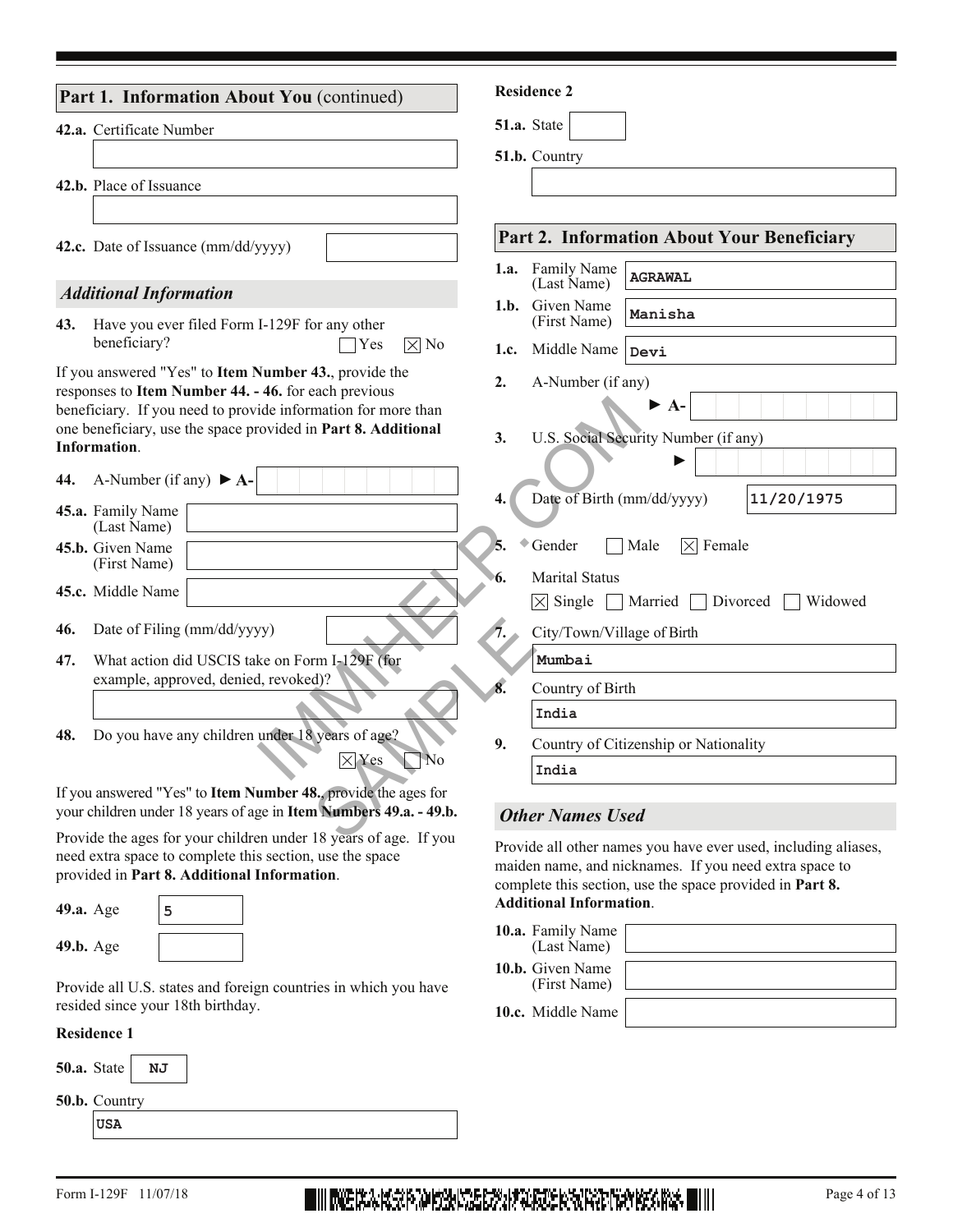## Part 1. Information About You (continued)

**42.a.** Certificate Number

**42.b.** Place of Issuance

**42.c.** Date of Issuance (mm/dd/yyyy)

### *Additional Information*

**43.** Have you ever filed Form I-129F for any other beneficiary? ☐ Yes ☒ No

If you answered "Yes" to **Item Number 43.**, provide the responses to **Item Number 44. - 46.** for each previous beneficiary. If you need to provide information for more than one beneficiary, use the space provided in **Part 8. Additional Information**.

**44.** A-Number (if any) ► **A-**

**45.a.** Family Name (Last Name)

**45.b.** Given Name (First Name)

**45.c.** Middle Name

**46.** Date of Filing (mm/dd/yyyy)

**47.** What action did USCIS take on Form I-129F (for example, approved, denied, revoked)?

**48.** Do you have any children under 18 years of age? ☒ Yes ☐ No

If you answered "Yes" to **Item Number 48.**, provide the ages for your children under 18 years of age in **Item Numbers 49.a. - 49.b.**

Provide the ages for your children under 18 years of age. If you need extra space to complete this section, use the space provided in **Part 8. Additional Information**.

**49.a.** Age: 5

**49.b.** Age

Provide all U.S. states and foreign countries in which you have resided since your 18th birthday.

**Residence 1**

**50.a.** State: NJ

**50.b.** Country: USA

**Residence 2**

**51.a.** State

**51.b.** Country

## Part 2. Information About Your Beneficiary

**1.a.** Family Name (Last Name): AGRAWAL

**1.b.** Given Name (First Name): Manisha

**1.c.** Middle Name: Devi

**2.** A-Number (if any) ► **A-**

**3.** U.S. Social Security Number (if any) ►

**4.** Date of Birth (mm/dd/yyyy): 11/20/1975

**5.** Gender ☐ Male ☒ Female

**6.** Marital Status ☒ Single ☐ Married ☐ Divorced ☐ Widowed

**7.** City/Town/Village of Birth: Mumbai

**8.** Country of Birth: India

**9.** Country of Citizenship or Nationality: India

### *Other Names Used*

Provide all other names you have ever used, including aliases, maiden name, and nicknames. If you need extra space to complete this section, use the space provided in **Part 8. Additional Information**.

**10.a.** Family Name (Last Name)

**10.b.** Given Name (First Name)

**10.c.** Middle Name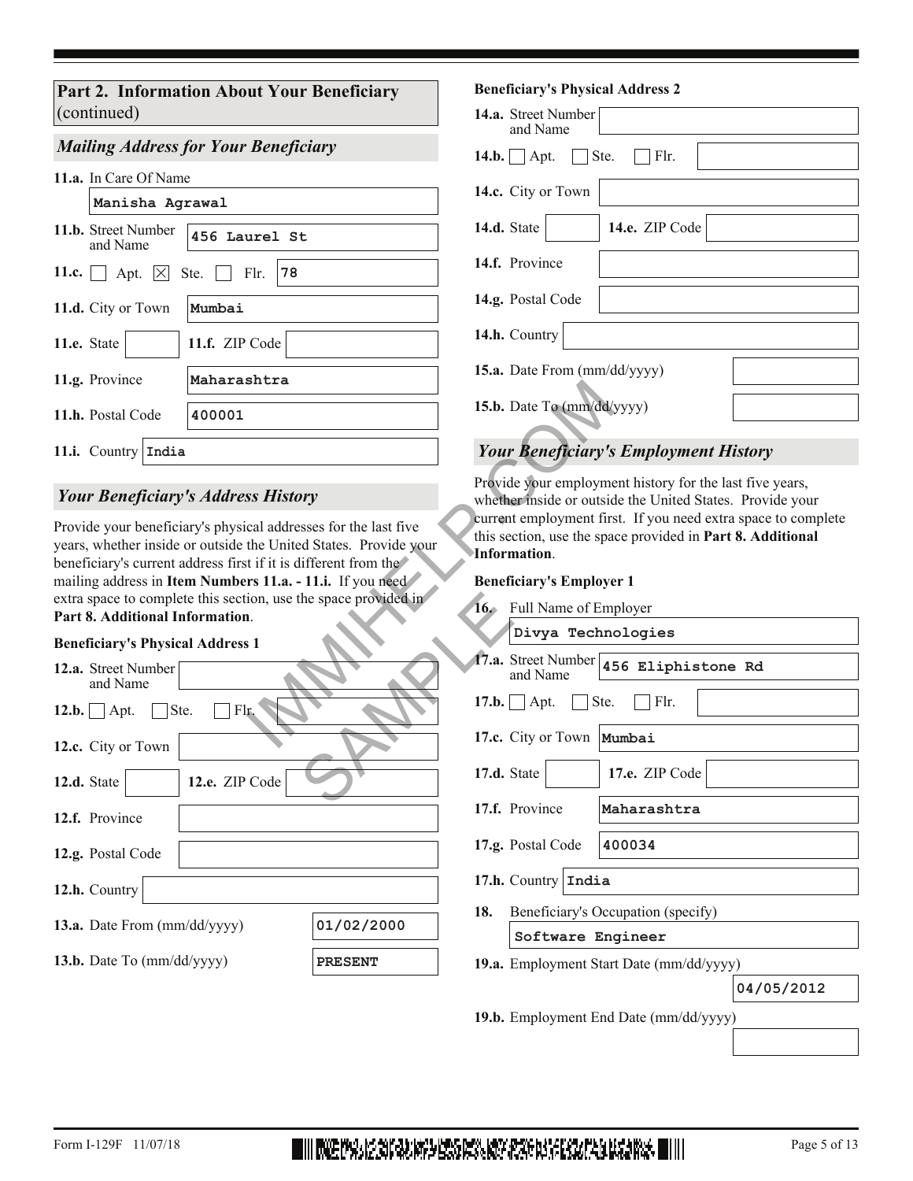## Part 2. Information About Your Beneficiary (continued)

### *Mailing Address for Your Beneficiary*

**11.a.** In Care Of Name: Manisha Agrawal

**11.b.** Street Number and Name: 456 Laurel St

**11.c.** ☐ Apt. ☒ Ste. ☐ Flr. 78

**11.d.** City or Town: Mumbai

**11.e.** State:

**11.f.** ZIP Code:

**11.g.** Province: Maharashtra

**11.h.** Postal Code: 400001

**11.i.** Country: India

### *Your Beneficiary's Address History*

Provide your beneficiary's physical addresses for the last five years, whether inside or outside the United States. Provide your beneficiary's current address first if it is different from the mailing address in **Item Numbers 11.a. - 11.i.** If you need extra space to complete this section, use the space provided in **Part 8. Additional Information**.

**Beneficiary's Physical Address 1**

**12.a.** Street Number and Name:

**12.b.** ☐ Apt. ☐ Ste. ☐ Flr.

**12.c.** City or Town:

**12.d.** State:

**12.e.** ZIP Code:

**12.f.** Province:

**12.g.** Postal Code:

**12.h.** Country:

**13.a.** Date From (mm/dd/yyyy): 01/02/2000

**13.b.** Date To (mm/dd/yyyy): PRESENT

**Beneficiary's Physical Address 2**

**14.a.** Street Number and Name:

**14.b.** ☐ Apt. ☐ Ste. ☐ Flr.

**14.c.** City or Town:

**14.d.** State:

**14.e.** ZIP Code:

**14.f.** Province:

**14.g.** Postal Code:

**14.h.** Country:

**15.a.** Date From (mm/dd/yyyy):

**15.b.** Date To (mm/dd/yyyy):

### *Your Beneficiary's Employment History*

Provide your employment history for the last five years, whether inside or outside the United States. Provide your current employment first. If you need extra space to complete this section, use the space provided in **Part 8. Additional Information**.

**Beneficiary's Employer 1**

**16.** Full Name of Employer: Divya Technologies

**17.a.** Street Number and Name: 456 Eliphistone Rd

**17.b.** ☐ Apt. ☐ Ste. ☐ Flr.

**17.c.** City or Town: Mumbai

**17.d.** State:

**17.e.** ZIP Code:

**17.f.** Province: Maharashtra

**17.g.** Postal Code: 400034

**17.h.** Country: India

**18.** Beneficiary's Occupation (specify): Software Engineer

**19.a.** Employment Start Date (mm/dd/yyyy): 04/05/2012

**19.b.** Employment End Date (mm/dd/yyyy):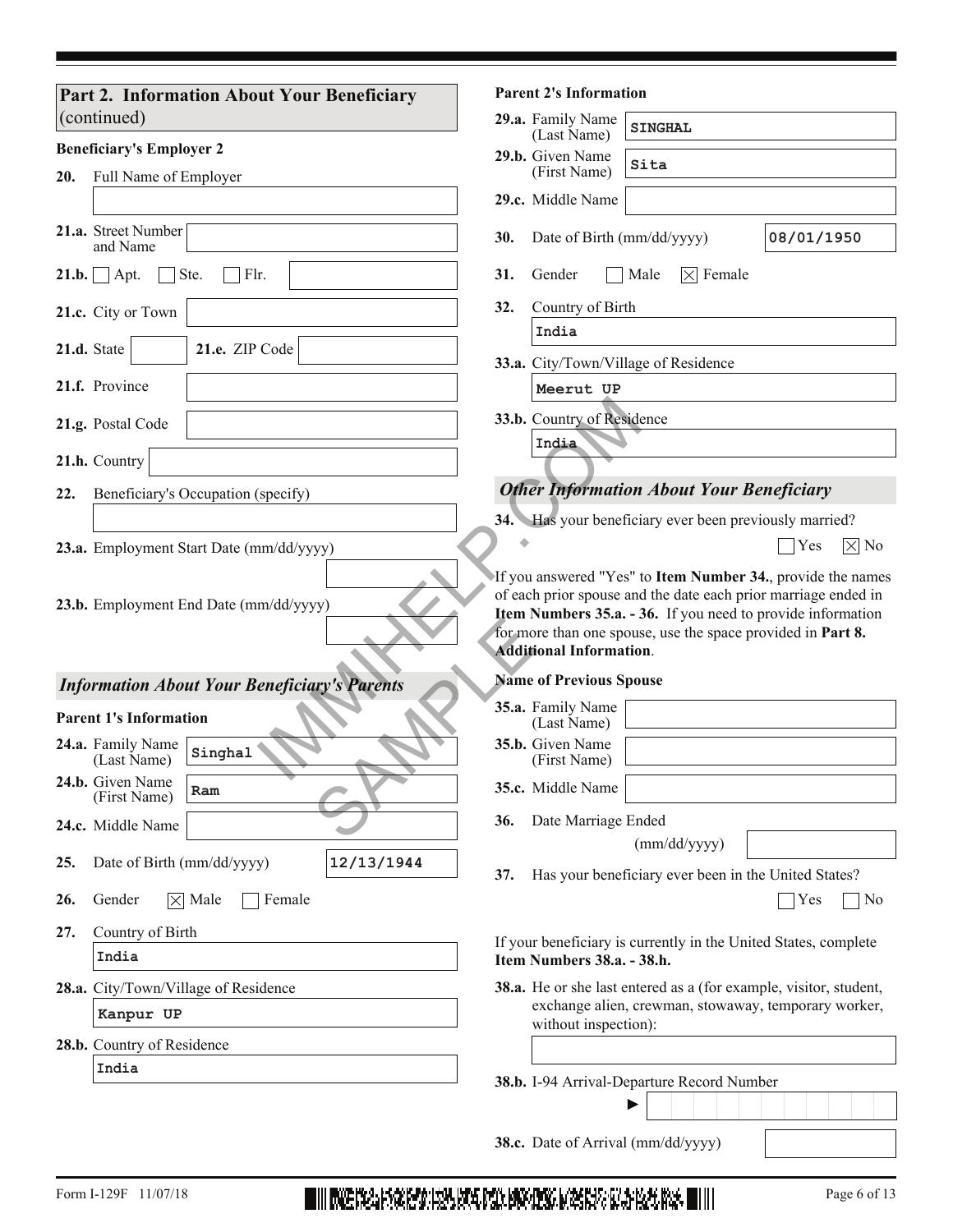## Part 2. Information About Your Beneficiary (continued)

**Beneficiary's Employer 2**

**20.** Full Name of Employer

**21.a.** Street Number and Name

**21.b.** ☐ Apt. ☐ Ste. ☐ Flr.

**21.c.** City or Town

**21.d.** State **21.e.** ZIP Code

**21.f.** Province

**21.g.** Postal Code

**21.h.** Country

**22.** Beneficiary's Occupation (specify)

**23.a.** Employment Start Date (mm/dd/yyyy)

**23.b.** Employment End Date (mm/dd/yyyy)

### *Information About Your Beneficiary's Parents*

**Parent 1's Information**

**24.a.** Family Name (Last Name): Singhal

**24.b.** Given Name (First Name): Ram

**24.c.** Middle Name

**25.** Date of Birth (mm/dd/yyyy): 12/13/1944

**26.** Gender ☒ Male ☐ Female

**27.** Country of Birth: India

**28.a.** City/Town/Village of Residence: Kanpur UP

**28.b.** Country of Residence: India

**Parent 2's Information**

**29.a.** Family Name (Last Name): SINGHAL

**29.b.** Given Name (First Name): Sita

**29.c.** Middle Name

**30.** Date of Birth (mm/dd/yyyy): 08/01/1950

**31.** Gender ☐ Male ☒ Female

**32.** Country of Birth: India

**33.a.** City/Town/Village of Residence: Meerut UP

**33.b.** Country of Residence: India

### *Other Information About Your Beneficiary*

**34.** Has your beneficiary ever been previously married? ☐ Yes ☒ No

If you answered "Yes" to **Item Number 34.**, provide the names of each prior spouse and the date each prior marriage ended in **Item Numbers 35.a. - 36.** If you need to provide information for more than one spouse, use the space provided in **Part 8. Additional Information**.

**Name of Previous Spouse**

**35.a.** Family Name (Last Name)

**35.b.** Given Name (First Name)

**35.c.** Middle Name

**36.** Date Marriage Ended (mm/dd/yyyy)

**37.** Has your beneficiary ever been in the United States? ☐ Yes ☐ No

If your beneficiary is currently in the United States, complete **Item Numbers 38.a. - 38.h.**

**38.a.** He or she last entered as a (for example, visitor, student, exchange alien, crewman, stowaway, temporary worker, without inspection):

**38.b.** I-94 Arrival-Departure Record Number ►

**38.c.** Date of Arrival (mm/dd/yyyy)

Form I-129F 11/07/18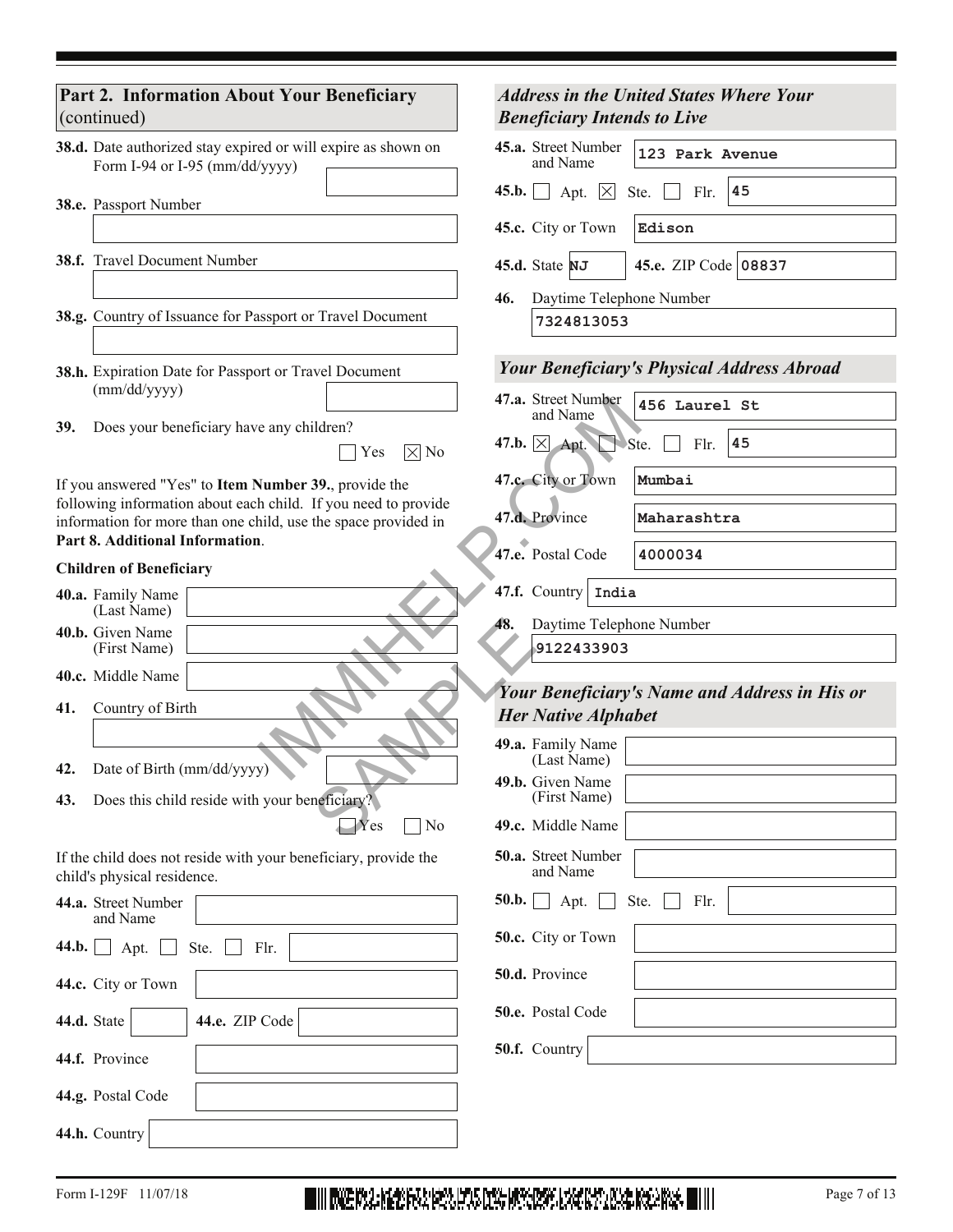## Part 2. Information About Your Beneficiary (continued)

**38.d.** Date authorized stay expired or will expire as shown on Form I-94 or I-95 (mm/dd/yyyy)

**38.e.** Passport Number

**38.f.** Travel Document Number

**38.g.** Country of Issuance for Passport or Travel Document

**38.h.** Expiration Date for Passport or Travel Document (mm/dd/yyyy)

**39.** Does your beneficiary have any children? ☐ Yes ☒ No

If you answered "Yes" to **Item Number 39.**, provide the following information about each child. If you need to provide information for more than one child, use the space provided in **Part 8. Additional Information**.

**Children of Beneficiary**

**40.a.** Family Name (Last Name)

**40.b.** Given Name (First Name)

**40.c.** Middle Name

**41.** Country of Birth

**42.** Date of Birth (mm/dd/yyyy)

**43.** Does this child reside with your beneficiary? ☐ Yes ☐ No

If the child does not reside with your beneficiary, provide the child's physical residence.

**44.a.** Street Number and Name

**44.b.** ☐ Apt. ☐ Ste. ☐ Flr.

**44.c.** City or Town

**44.d.** State **44.e.** ZIP Code

**44.f.** Province

**44.g.** Postal Code

**44.h.** Country

### *Address in the United States Where Your Beneficiary Intends to Live*

**45.a.** Street Number and Name: 123 Park Avenue

**45.b.** ☐ Apt. ☒ Ste. ☐ Flr. 45

**45.c.** City or Town: Edison

**45.d.** State: NJ **45.e.** ZIP Code: 08837

**46.** Daytime Telephone Number: 7324813053

### *Your Beneficiary's Physical Address Abroad*

**47.a.** Street Number and Name: 456 Laurel St

**47.b.** ☒ Apt. ☐ Ste. ☐ Flr. 45

**47.c.** City or Town: Mumbai

**47.d.** Province: Maharashtra

**47.e.** Postal Code: 4000034

**47.f.** Country: India

**48.** Daytime Telephone Number: 9122433903

### *Your Beneficiary's Name and Address in His or Her Native Alphabet*

**49.a.** Family Name (Last Name)

**49.b.** Given Name (First Name)

**49.c.** Middle Name

**50.a.** Street Number and Name

**50.b.** ☐ Apt. ☐ Ste. ☐ Flr.

**50.c.** City or Town

**50.d.** Province

**50.e.** Postal Code

**50.f.** Country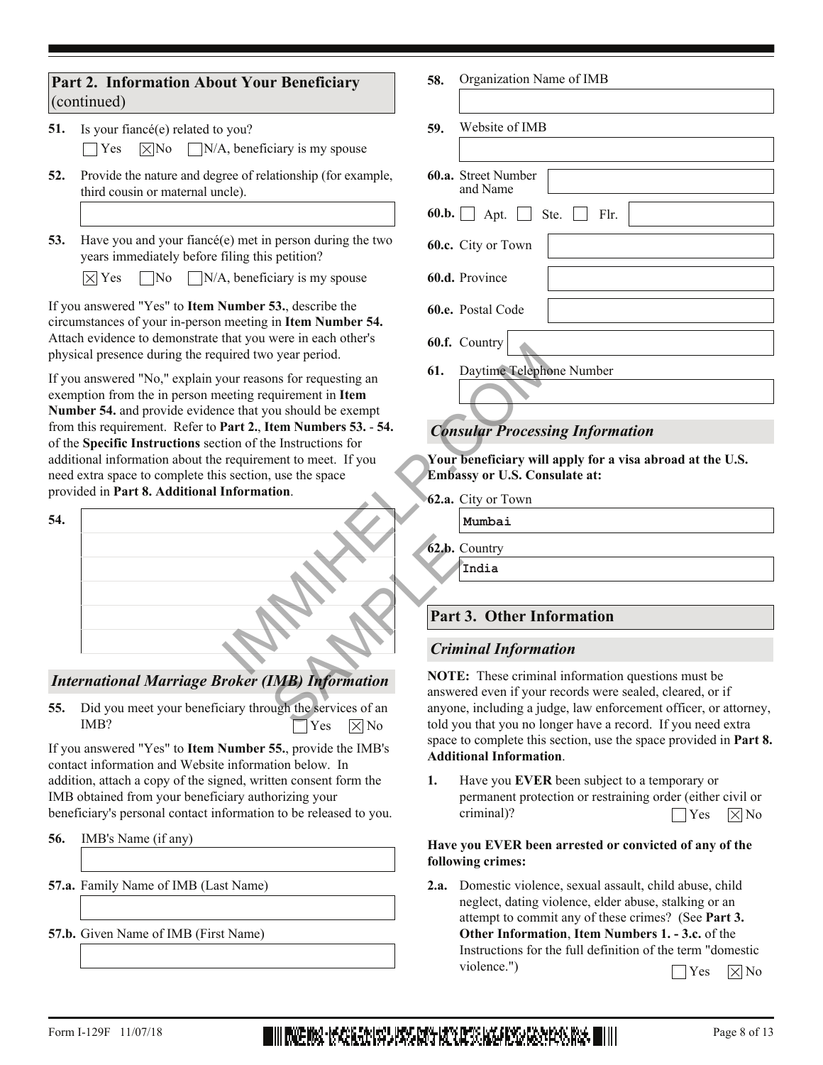## Part 2. Information About Your Beneficiary (continued)

**51.** Is your fiancé(e) related to you?
☐ Yes ☒ No ☐ N/A, beneficiary is my spouse

**52.** Provide the nature and degree of relationship (for example, third cousin or maternal uncle).

**53.** Have you and your fiancé(e) met in person during the two years immediately before filing this petition?
☒ Yes ☐ No ☐ N/A, beneficiary is my spouse

If you answered "Yes" to **Item Number 53.**, describe the circumstances of your in-person meeting in **Item Number 54.** Attach evidence to demonstrate that you were in each other's physical presence during the required two year period.

If you answered "No," explain your reasons for requesting an exemption from the in person meeting requirement in **Item Number 54.** and provide evidence that you should be exempt from this requirement. Refer to **Part 2.**, **Item Numbers 53. - 54.** of the **Specific Instructions** section of the Instructions for additional information about the requirement to meet. If you need extra space to complete this section, use the space provided in **Part 8. Additional Information**.

**54.**

### *International Marriage Broker (IMB) Information*

**55.** Did you meet your beneficiary through the services of an IMB? ☐ Yes ☒ No

If you answered "Yes" to **Item Number 55.**, provide the IMB's contact information and Website information below. In addition, attach a copy of the signed, written consent form the IMB obtained from your beneficiary authorizing your beneficiary's personal contact information to be released to you.

**56.** IMB's Name (if any)

**57.a.** Family Name of IMB (Last Name)

**57.b.** Given Name of IMB (First Name)

**58.** Organization Name of IMB

**59.** Website of IMB

**60.a.** Street Number and Name

**60.b.** ☐ Apt. ☐ Ste. ☐ Flr.

**60.c.** City or Town

**60.d.** Province

**60.e.** Postal Code

**60.f.** Country

**61.** Daytime Telephone Number

### *Consular Processing Information*

**Your beneficiary will apply for a visa abroad at the U.S. Embassy or U.S. Consulate at:**

**62.a.** City or Town: Mumbai

**62.b.** Country: India

## Part 3. Other Information

### *Criminal Information*

**NOTE:** These criminal information questions must be answered even if your records were sealed, cleared, or if anyone, including a judge, law enforcement officer, or attorney, told you that you no longer have a record. If you need extra space to complete this section, use the space provided in **Part 8. Additional Information**.

**1.** Have you **EVER** been subject to a temporary or permanent protection or restraining order (either civil or criminal)? ☐ Yes ☒ No

**Have you EVER been arrested or convicted of any of the following crimes:**

**2.a.** Domestic violence, sexual assault, child abuse, child neglect, dating violence, elder abuse, stalking or an attempt to commit any of these crimes? (See **Part 3. Other Information**, **Item Numbers 1. - 3.c.** of the Instructions for the full definition of the term "domestic violence.") ☐ Yes ☒ No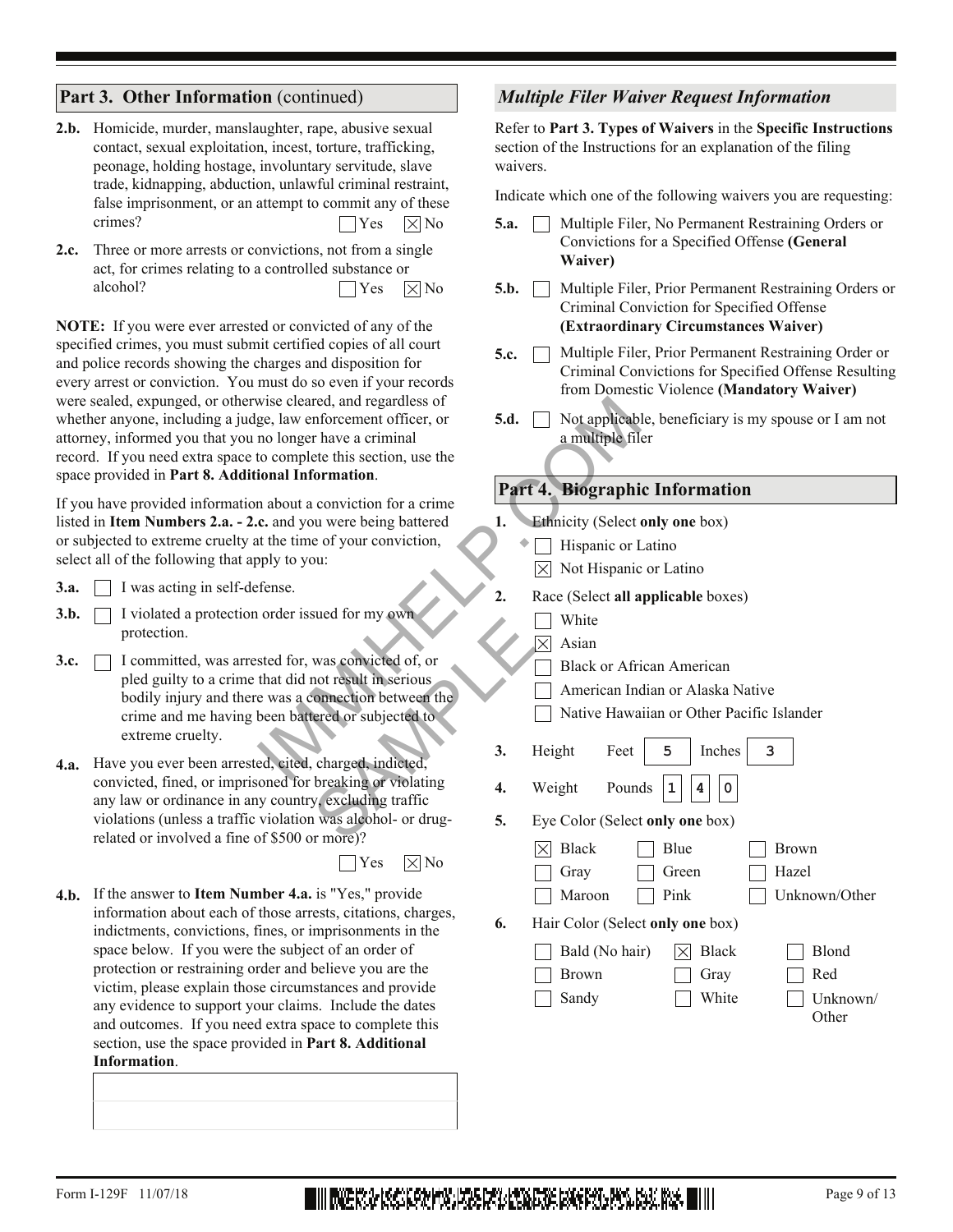## Part 3. Other Information (continued)

**2.b.** Homicide, murder, manslaughter, rape, abusive sexual contact, sexual exploitation, incest, torture, trafficking, peonage, holding hostage, involuntary servitude, slave trade, kidnapping, abduction, unlawful criminal restraint, false imprisonment, or an attempt to commit any of these crimes?

☐ Yes ☒ No

**2.c.** Three or more arrests or convictions, not from a single act, for crimes relating to a controlled substance or alcohol?

☐ Yes ☒ No

**NOTE:** If you were ever arrested or convicted of any of the specified crimes, you must submit certified copies of all court and police records showing the charges and disposition for every arrest or conviction. You must do so even if your records were sealed, expunged, or otherwise cleared, and regardless of whether anyone, including a judge, law enforcement officer, or attorney, informed you that you no longer have a criminal record. If you need extra space to complete this section, use the space provided in **Part 8. Additional Information**.

If you have provided information about a conviction for a crime listed in **Item Numbers 2.a. - 2.c.** and you were being battered or subjected to extreme cruelty at the time of your conviction, select all of the following that apply to you:

**3.a.** ☐ I was acting in self-defense.

**3.b.** ☐ I violated a protection order issued for my own protection.

**3.c.** ☐ I committed, was arrested for, was convicted of, or pled guilty to a crime that did not result in serious bodily injury and there was a connection between the crime and me having been battered or subjected to extreme cruelty.

**4.a.** Have you ever been arrested, cited, charged, indicted, convicted, fined, or imprisoned for breaking or violating any law or ordinance in any country, excluding traffic violations (unless a traffic violation was alcohol- or drug-related or involved a fine of $500 or more)?

☐ Yes ☒ No

**4.b.** If the answer to **Item Number 4.a.** is "Yes," provide information about each of those arrests, citations, charges, indictments, convictions, fines, or imprisonments in the space below. If you were the subject of an order of protection or restraining order and believe you are the victim, please explain those circumstances and provide any evidence to support your claims. Include the dates and outcomes. If you need extra space to complete this section, use the space provided in **Part 8. Additional Information**.

### *Multiple Filer Waiver Request Information*

Refer to **Part 3. Types of Waivers** in the **Specific Instructions** section of the Instructions for an explanation of the filing waivers.

Indicate which one of the following waivers you are requesting:

**5.a.** ☐ Multiple Filer, No Permanent Restraining Orders or Convictions for a Specified Offense **(General Waiver)**

**5.b.** ☐ Multiple Filer, Prior Permanent Restraining Orders or Criminal Conviction for Specified Offense **(Extraordinary Circumstances Waiver)**

**5.c.** ☐ Multiple Filer, Prior Permanent Restraining Order or Criminal Convictions for Specified Offense Resulting from Domestic Violence **(Mandatory Waiver)**

**5.d.** ☐ Not applicable, beneficiary is my spouse or I am not a multiple filer

## Part 4. Biographic Information

**1.** Ethnicity (Select **only one** box)

☐ Hispanic or Latino
☒ Not Hispanic or Latino

**2.** Race (Select **all applicable** boxes)

☐ White
☒ Asian
☐ Black or African American
☐ American Indian or Alaska Native
☐ Native Hawaiian or Other Pacific Islander

**3.** Height Feet 5 Inches 3

**4.** Weight Pounds 1 4 0

**5.** Eye Color (Select **only one** box)

☒ Black ☐ Blue ☐ Brown
☐ Gray ☐ Green ☐ Hazel
☐ Maroon ☐ Pink ☐ Unknown/Other

**6.** Hair Color (Select **only one** box)

☐ Bald (No hair) ☒ Black ☐ Blond
☐ Brown ☐ Gray ☐ Red
☐ Sandy ☐ White ☐ Unknown/Other

Form I-129F 11/07/18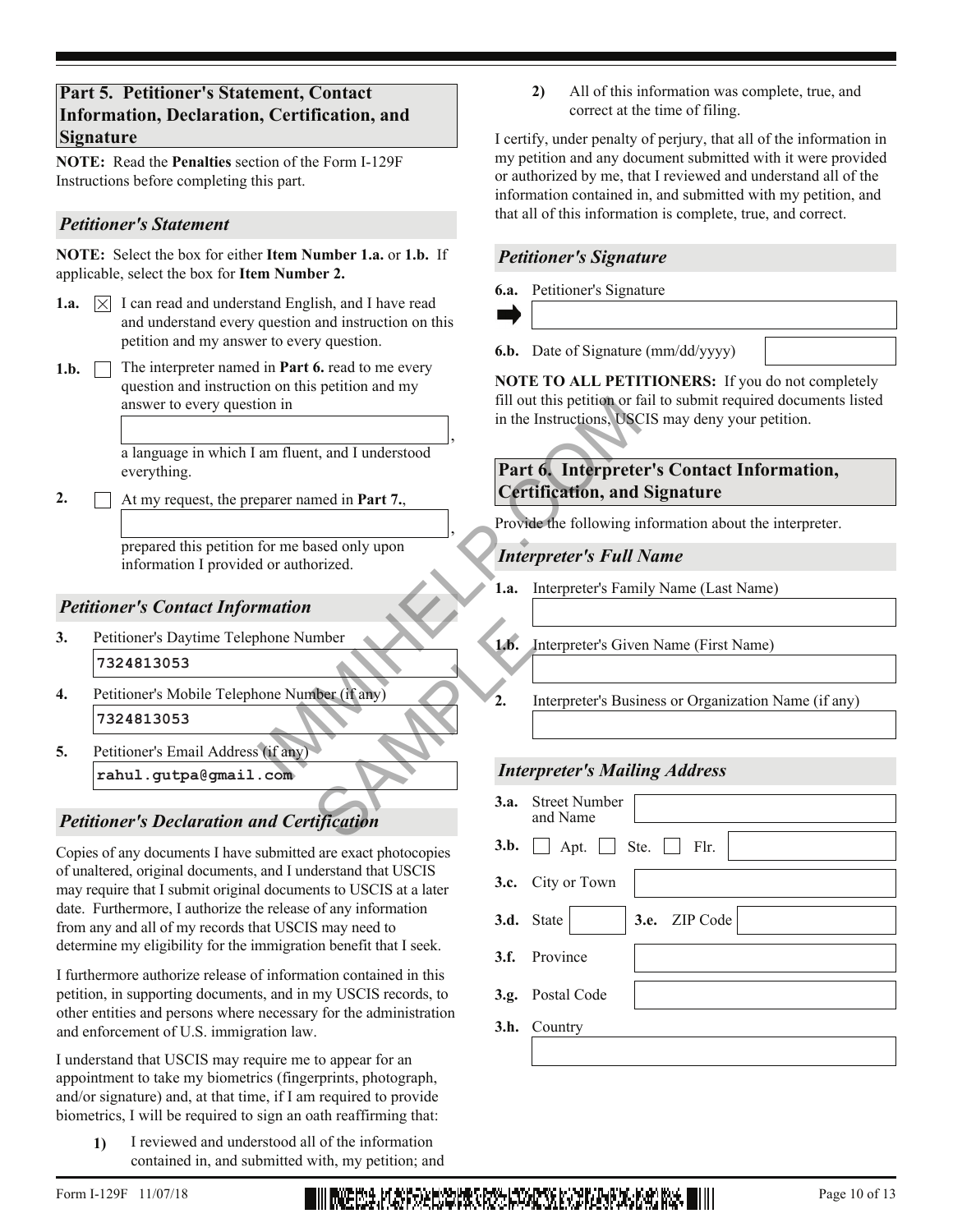## Part 5. Petitioner's Statement, Contact Information, Declaration, Certification, and Signature

**NOTE:** Read the **Penalties** section of the Form I-129F Instructions before completing this part.

### *Petitioner's Statement*

**NOTE:** Select the box for either **Item Number 1.a.** or **1.b.** If applicable, select the box for **Item Number 2.**

**1.a.** [X] I can read and understand English, and I have read and understand every question and instruction on this petition and my answer to every question.

**1.b.** [ ] The interpreter named in **Part 6.** read to me every question and instruction on this petition and my answer to every question in ______________________, a language in which I am fluent, and I understood everything.

**2.** [ ] At my request, the preparer named in **Part 7.**, ______________________, prepared this petition for me based only upon information I provided or authorized.

### *Petitioner's Contact Information*

**3.** Petitioner's Daytime Telephone Number
7324813053

**4.** Petitioner's Mobile Telephone Number (if any)
7324813053

**5.** Petitioner's Email Address (if any)
rahul.gutpa@gmail.com

### *Petitioner's Declaration and Certification*

Copies of any documents I have submitted are exact photocopies of unaltered, original documents, and I understand that USCIS may require that I submit original documents to USCIS at a later date. Furthermore, I authorize the release of any information from any and all of my records that USCIS may need to determine my eligibility for the immigration benefit that I seek.

I furthermore authorize release of information contained in this petition, in supporting documents, and in my USCIS records, to other entities and persons where necessary for the administration and enforcement of U.S. immigration law.

I understand that USCIS may require me to appear for an appointment to take my biometrics (fingerprints, photograph, and/or signature) and, at that time, if I am required to provide biometrics, I will be required to sign an oath reaffirming that:

1) I reviewed and understood all of the information contained in, and submitted with, my petition; and

2) All of this information was complete, true, and correct at the time of filing.

I certify, under penalty of perjury, that all of the information in my petition and any document submitted with it were provided or authorized by me, that I reviewed and understand all of the information contained in, and submitted with my petition, and that all of this information is complete, true, and correct.

### *Petitioner's Signature*

**6.a.** Petitioner's Signature

**6.b.** Date of Signature (mm/dd/yyyy)

**NOTE TO ALL PETITIONERS:** If you do not completely fill out this petition or fail to submit required documents listed in the Instructions, USCIS may deny your petition.

## Part 6. Interpreter's Contact Information, Certification, and Signature

Provide the following information about the interpreter.

### *Interpreter's Full Name*

**1.a.** Interpreter's Family Name (Last Name)

**1.b.** Interpreter's Given Name (First Name)

**2.** Interpreter's Business or Organization Name (if any)

### *Interpreter's Mailing Address*

**3.a.** Street Number and Name

**3.b.** [ ] Apt. [ ] Ste. [ ] Flr.

**3.c.** City or Town

**3.d.** State **3.e.** ZIP Code

**3.f.** Province

**3.g.** Postal Code

**3.h.** Country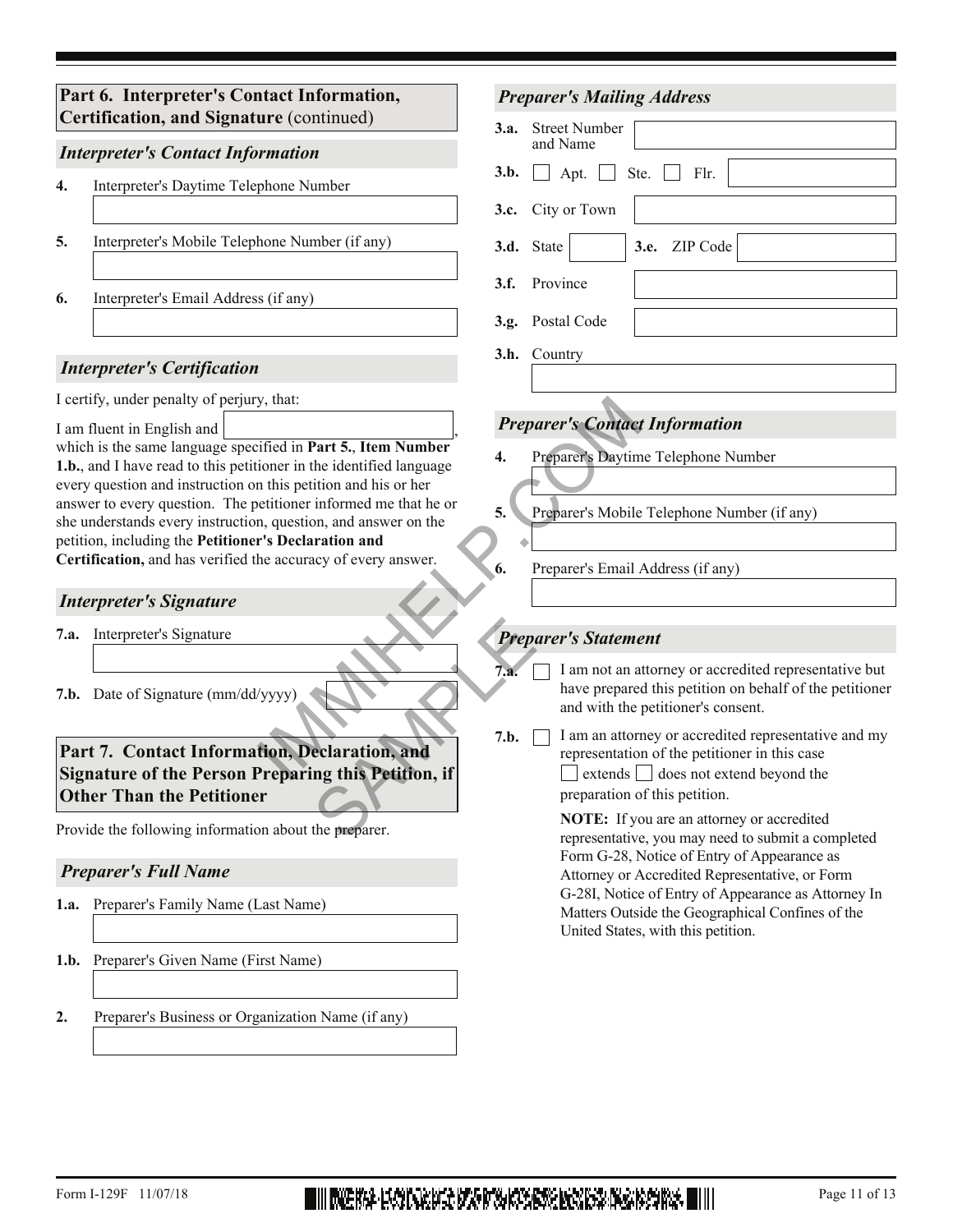## Part 6. Interpreter's Contact Information, Certification, and Signature (continued)

### *Interpreter's Contact Information*

**4.** Interpreter's Daytime Telephone Number

**5.** Interpreter's Mobile Telephone Number (if any)

**6.** Interpreter's Email Address (if any)

### *Interpreter's Certification*

I certify, under penalty of perjury, that:

I am fluent in English and ______________, which is the same language specified in **Part 5.**, **Item Number 1.b.**, and I have read to this petitioner in the identified language every question and instruction on this petition and his or her answer to every question. The petitioner informed me that he or she understands every instruction, question, and answer on the petition, including the **Petitioner's Declaration and Certification,** and has verified the accuracy of every answer.

### *Interpreter's Signature*

**7.a.** Interpreter's Signature

**7.b.** Date of Signature (mm/dd/yyyy)

## Part 7. Contact Information, Declaration, and Signature of the Person Preparing this Petition, if Other Than the Petitioner

Provide the following information about the preparer.

### *Preparer's Full Name*

**1.a.** Preparer's Family Name (Last Name)

**1.b.** Preparer's Given Name (First Name)

**2.** Preparer's Business or Organization Name (if any)

### *Preparer's Mailing Address*

**3.a.** Street Number and Name

**3.b.** ☐ Apt. ☐ Ste. ☐ Flr.

**3.c.** City or Town

**3.d.** State **3.e.** ZIP Code

**3.f.** Province

**3.g.** Postal Code

**3.h.** Country

### *Preparer's Contact Information*

**4.** Preparer's Daytime Telephone Number

**5.** Preparer's Mobile Telephone Number (if any)

**6.** Preparer's Email Address (if any)

### *Preparer's Statement*

**7.a.** ☐ I am not an attorney or accredited representative but have prepared this petition on behalf of the petitioner and with the petitioner's consent.

**7.b.** ☐ I am an attorney or accredited representative and my representation of the petitioner in this case ☐ extends ☐ does not extend beyond the preparation of this petition.

**NOTE:** If you are an attorney or accredited representative, you may need to submit a completed Form G-28, Notice of Entry of Appearance as Attorney or Accredited Representative, or Form G-28I, Notice of Entry of Appearance as Attorney In Matters Outside the Geographical Confines of the United States, with this petition.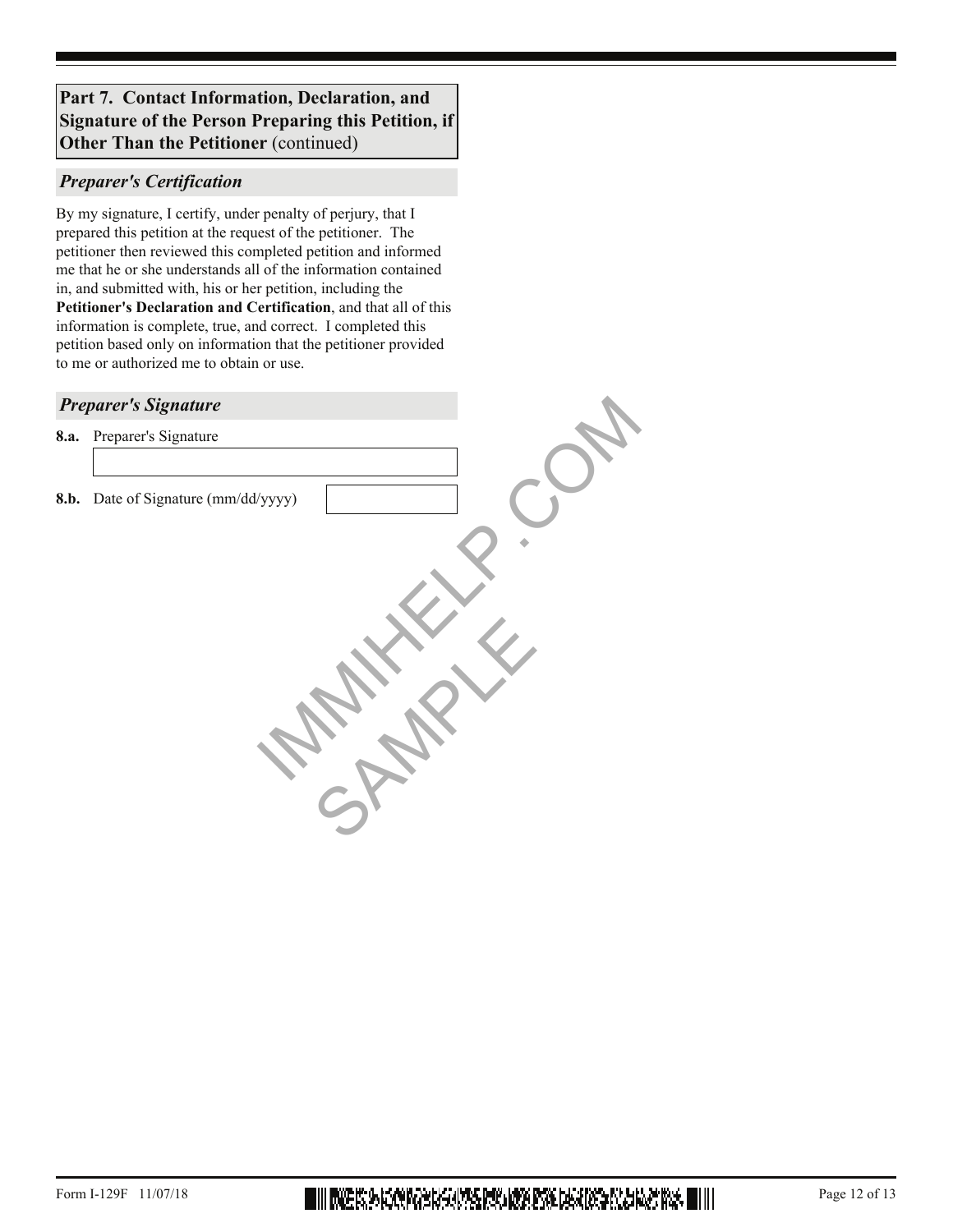## Part 7. Contact Information, Declaration, and Signature of the Person Preparing this Petition, if Other Than the Petitioner (continued)

### *Preparer's Certification*

By my signature, I certify, under penalty of perjury, that I prepared this petition at the request of the petitioner. The petitioner then reviewed this completed petition and informed me that he or she understands all of the information contained in, and submitted with, his or her petition, including the **Petitioner's Declaration and Certification**, and that all of this information is complete, true, and correct. I completed this petition based only on information that the petitioner provided to me or authorized me to obtain or use.

### *Preparer's Signature*

**8.a.** Preparer's Signature

**8.b.** Date of Signature (mm/dd/yyyy)

IMMIHELP.COM SAMPLE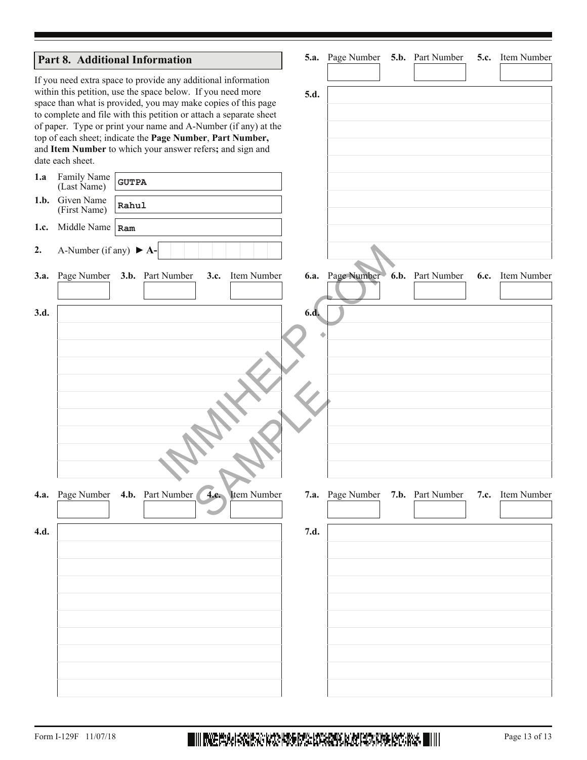## Part 8. Additional Information

If you need extra space to provide any additional information within this petition, use the space below. If you need more space than what is provided, you may make copies of this page to complete and file with this petition or attach a separate sheet of paper. Type or print your name and A-Number (if any) at the top of each sheet; indicate the **Page Number**, **Part Number,** and **Item Number** to which your answer refers**;** and sign and date each sheet.

**1.a** Family Name (Last Name): GUTPA

**1.b.** Given Name (First Name): Rahul

**1.c.** Middle Name: Ram

**2.** A-Number (if any) ► A-

**3.a.** Page Number **3.b.** Part Number **3.c.** Item Number

**3.d.**

**4.a.** Page Number **4.b.** Part Number **4.c.** Item Number

**4.d.**

**5.a.** Page Number **5.b.** Part Number **5.c.** Item Number

**5.d.**

**6.a.** Page Number **6.b.** Part Number **6.c.** Item Number

**6.d.**

**7.a.** Page Number **7.b.** Part Number **7.c.** Item Number

**7.d.**

IMMIHELP.COM SAMPLE

Form I-129F 11/07/18